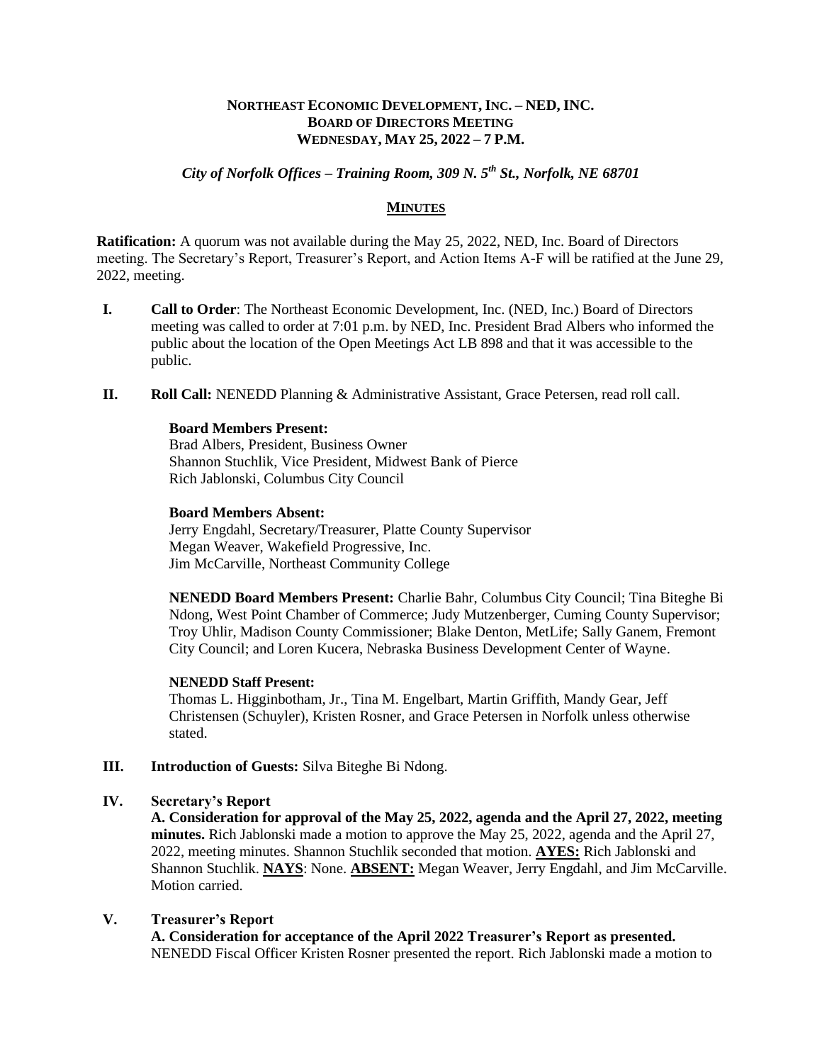# Northeast Economic Development, Inc. – NED, Inc.
## Board of Directors Meeting
## Wednesday, May 25, 2022 – 7 P.M.

*City of Norfolk Offices – Training Room, 309 N. 5th St., Norfolk, NE 68701*

## Minutes

**Ratification:** A quorum was not available during the May 25, 2022, NED, Inc. Board of Directors meeting. The Secretary's Report, Treasurer's Report, and Action Items A-F will be ratified at the June 29, 2022, meeting.

**I. Call to Order**: The Northeast Economic Development, Inc. (NED, Inc.) Board of Directors meeting was called to order at 7:01 p.m. by NED, Inc. President Brad Albers who informed the public about the location of the Open Meetings Act LB 898 and that it was accessible to the public.

**II. Roll Call:** NENEDD Planning & Administrative Assistant, Grace Petersen, read roll call.

**Board Members Present:**
Brad Albers, President, Business Owner
Shannon Stuchlik, Vice President, Midwest Bank of Pierce
Rich Jablonski, Columbus City Council

**Board Members Absent:**
Jerry Engdahl, Secretary/Treasurer, Platte County Supervisor
Megan Weaver, Wakefield Progressive, Inc.
Jim McCarville, Northeast Community College

**NENEDD Board Members Present:** Charlie Bahr, Columbus City Council; Tina Biteghe Bi Ndong, West Point Chamber of Commerce; Judy Mutzenberger, Cuming County Supervisor; Troy Uhlir, Madison County Commissioner; Blake Denton, MetLife; Sally Ganem, Fremont City Council; and Loren Kucera, Nebraska Business Development Center of Wayne.

**NENEDD Staff Present:**
Thomas L. Higginbotham, Jr., Tina M. Engelbart, Martin Griffith, Mandy Gear, Jeff Christensen (Schuyler), Kristen Rosner, and Grace Petersen in Norfolk unless otherwise stated.

**III. Introduction of Guests:** Silva Biteghe Bi Ndong.

**IV. Secretary's Report**

**A. Consideration for approval of the May 25, 2022, agenda and the April 27, 2022, meeting minutes.** Rich Jablonski made a motion to approve the May 25, 2022, agenda and the April 27, 2022, meeting minutes. Shannon Stuchlik seconded that motion. **AYES:** Rich Jablonski and Shannon Stuchlik. **NAYS**: None. **ABSENT:** Megan Weaver, Jerry Engdahl, and Jim McCarville. Motion carried.

**V. Treasurer's Report**

**A. Consideration for acceptance of the April 2022 Treasurer's Report as presented.** NENEDD Fiscal Officer Kristen Rosner presented the report. Rich Jablonski made a motion to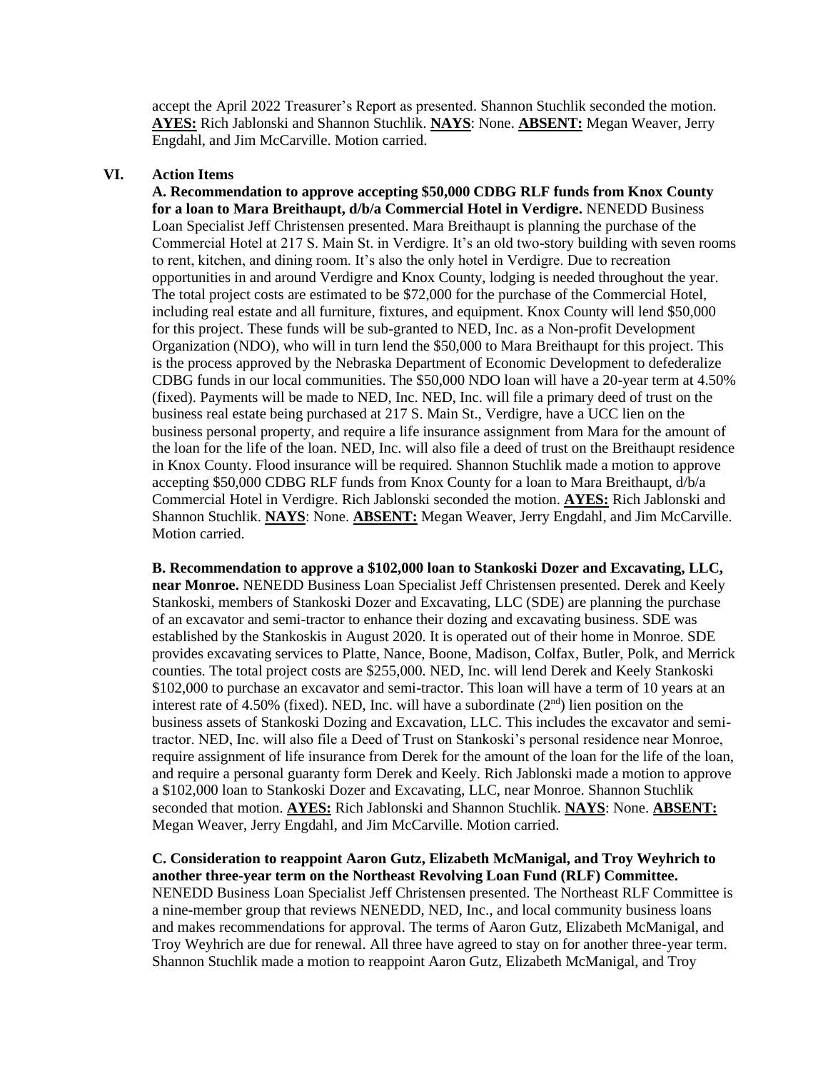accept the April 2022 Treasurer's Report as presented. Shannon Stuchlik seconded the motion. **AYES:** Rich Jablonski and Shannon Stuchlik. **NAYS**: None. **ABSENT:** Megan Weaver, Jerry Engdahl, and Jim McCarville. Motion carried.

## VI. Action Items

**A. Recommendation to approve accepting $50,000 CDBG RLF funds from Knox County for a loan to Mara Breithaupt, d/b/a Commercial Hotel in Verdigre.** NENEDD Business Loan Specialist Jeff Christensen presented. Mara Breithaupt is planning the purchase of the Commercial Hotel at 217 S. Main St. in Verdigre. It's an old two-story building with seven rooms to rent, kitchen, and dining room. It's also the only hotel in Verdigre. Due to recreation opportunities in and around Verdigre and Knox County, lodging is needed throughout the year. The total project costs are estimated to be $72,000 for the purchase of the Commercial Hotel, including real estate and all furniture, fixtures, and equipment. Knox County will lend $50,000 for this project. These funds will be sub-granted to NED, Inc. as a Non-profit Development Organization (NDO), who will in turn lend the $50,000 to Mara Breithaupt for this project. This is the process approved by the Nebraska Department of Economic Development to defederalize CDBG funds in our local communities. The $50,000 NDO loan will have a 20-year term at 4.50% (fixed). Payments will be made to NED, Inc. NED, Inc. will file a primary deed of trust on the business real estate being purchased at 217 S. Main St., Verdigre, have a UCC lien on the business personal property, and require a life insurance assignment from Mara for the amount of the loan for the life of the loan. NED, Inc. will also file a deed of trust on the Breithaupt residence in Knox County. Flood insurance will be required. Shannon Stuchlik made a motion to approve accepting $50,000 CDBG RLF funds from Knox County for a loan to Mara Breithaupt, d/b/a Commercial Hotel in Verdigre. Rich Jablonski seconded the motion. **AYES:** Rich Jablonski and Shannon Stuchlik. **NAYS**: None. **ABSENT:** Megan Weaver, Jerry Engdahl, and Jim McCarville. Motion carried.

**B. Recommendation to approve a $102,000 loan to Stankoski Dozer and Excavating, LLC, near Monroe.** NENEDD Business Loan Specialist Jeff Christensen presented. Derek and Keely Stankoski, members of Stankoski Dozer and Excavating, LLC (SDE) are planning the purchase of an excavator and semi-tractor to enhance their dozing and excavating business. SDE was established by the Stankoskis in August 2020. It is operated out of their home in Monroe. SDE provides excavating services to Platte, Nance, Boone, Madison, Colfax, Butler, Polk, and Merrick counties. The total project costs are $255,000. NED, Inc. will lend Derek and Keely Stankoski $102,000 to purchase an excavator and semi-tractor. This loan will have a term of 10 years at an interest rate of 4.50% (fixed). NED, Inc. will have a subordinate (2nd) lien position on the business assets of Stankoski Dozing and Excavation, LLC. This includes the excavator and semi-tractor. NED, Inc. will also file a Deed of Trust on Stankoski's personal residence near Monroe, require assignment of life insurance from Derek for the amount of the loan for the life of the loan, and require a personal guaranty form Derek and Keely. Rich Jablonski made a motion to approve a $102,000 loan to Stankoski Dozer and Excavating, LLC, near Monroe. Shannon Stuchlik seconded that motion. **AYES:** Rich Jablonski and Shannon Stuchlik. **NAYS**: None. **ABSENT:** Megan Weaver, Jerry Engdahl, and Jim McCarville. Motion carried.

**C. Consideration to reappoint Aaron Gutz, Elizabeth McManigal, and Troy Weyhrich to another three-year term on the Northeast Revolving Loan Fund (RLF) Committee.** NENEDD Business Loan Specialist Jeff Christensen presented. The Northeast RLF Committee is a nine-member group that reviews NENEDD, NED, Inc., and local community business loans and makes recommendations for approval. The terms of Aaron Gutz, Elizabeth McManigal, and Troy Weyhrich are due for renewal. All three have agreed to stay on for another three-year term. Shannon Stuchlik made a motion to reappoint Aaron Gutz, Elizabeth McManigal, and Troy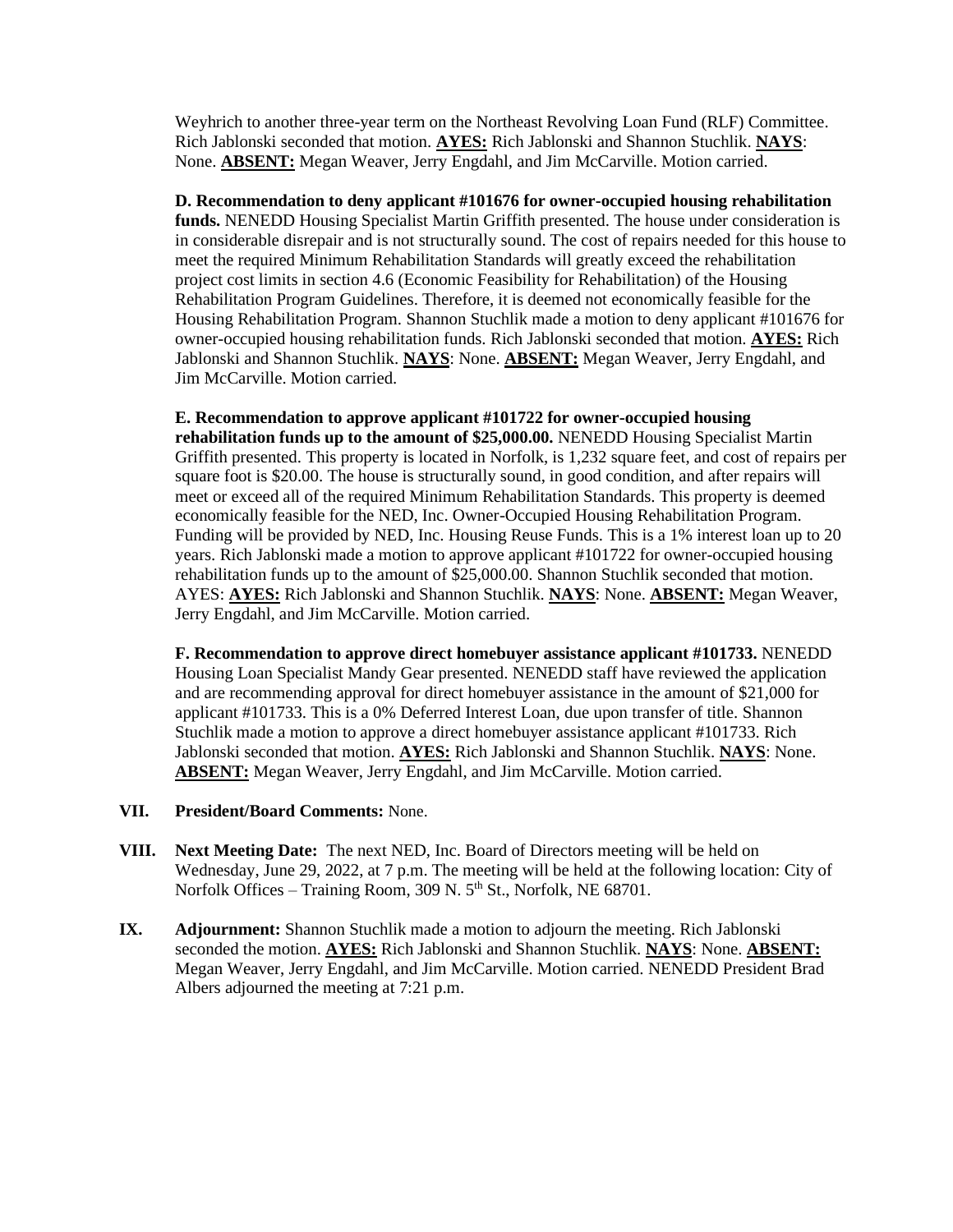Weyhrich to another three-year term on the Northeast Revolving Loan Fund (RLF) Committee. Rich Jablonski seconded that motion. **AYES:** Rich Jablonski and Shannon Stuchlik. **NAYS**: None. **ABSENT:** Megan Weaver, Jerry Engdahl, and Jim McCarville. Motion carried.

**D. Recommendation to deny applicant #101676 for owner-occupied housing rehabilitation funds.** NENEDD Housing Specialist Martin Griffith presented. The house under consideration is in considerable disrepair and is not structurally sound. The cost of repairs needed for this house to meet the required Minimum Rehabilitation Standards will greatly exceed the rehabilitation project cost limits in section 4.6 (Economic Feasibility for Rehabilitation) of the Housing Rehabilitation Program Guidelines. Therefore, it is deemed not economically feasible for the Housing Rehabilitation Program. Shannon Stuchlik made a motion to deny applicant #101676 for owner-occupied housing rehabilitation funds. Rich Jablonski seconded that motion. **AYES:** Rich Jablonski and Shannon Stuchlik. **NAYS**: None. **ABSENT:** Megan Weaver, Jerry Engdahl, and Jim McCarville. Motion carried.

**E. Recommendation to approve applicant #101722 for owner-occupied housing rehabilitation funds up to the amount of $25,000.00.** NENEDD Housing Specialist Martin Griffith presented. This property is located in Norfolk, is 1,232 square feet, and cost of repairs per square foot is $20.00. The house is structurally sound, in good condition, and after repairs will meet or exceed all of the required Minimum Rehabilitation Standards. This property is deemed economically feasible for the NED, Inc. Owner-Occupied Housing Rehabilitation Program. Funding will be provided by NED, Inc. Housing Reuse Funds. This is a 1% interest loan up to 20 years. Rich Jablonski made a motion to approve applicant #101722 for owner-occupied housing rehabilitation funds up to the amount of $25,000.00. Shannon Stuchlik seconded that motion. AYES: **AYES:** Rich Jablonski and Shannon Stuchlik. **NAYS**: None. **ABSENT:** Megan Weaver, Jerry Engdahl, and Jim McCarville. Motion carried.

**F. Recommendation to approve direct homebuyer assistance applicant #101733.** NENEDD Housing Loan Specialist Mandy Gear presented. NENEDD staff have reviewed the application and are recommending approval for direct homebuyer assistance in the amount of $21,000 for applicant #101733. This is a 0% Deferred Interest Loan, due upon transfer of title. Shannon Stuchlik made a motion to approve a direct homebuyer assistance applicant #101733. Rich Jablonski seconded that motion. **AYES:** Rich Jablonski and Shannon Stuchlik. **NAYS**: None. **ABSENT:** Megan Weaver, Jerry Engdahl, and Jim McCarville. Motion carried.

**VII. President/Board Comments:** None.

**VIII. Next Meeting Date:** The next NED, Inc. Board of Directors meeting will be held on Wednesday, June 29, 2022, at 7 p.m. The meeting will be held at the following location: City of Norfolk Offices – Training Room, 309 N. 5th St., Norfolk, NE 68701.

**IX. Adjournment:** Shannon Stuchlik made a motion to adjourn the meeting. Rich Jablonski seconded the motion. **AYES:** Rich Jablonski and Shannon Stuchlik. **NAYS**: None. **ABSENT:** Megan Weaver, Jerry Engdahl, and Jim McCarville. Motion carried. NENEDD President Brad Albers adjourned the meeting at 7:21 p.m.